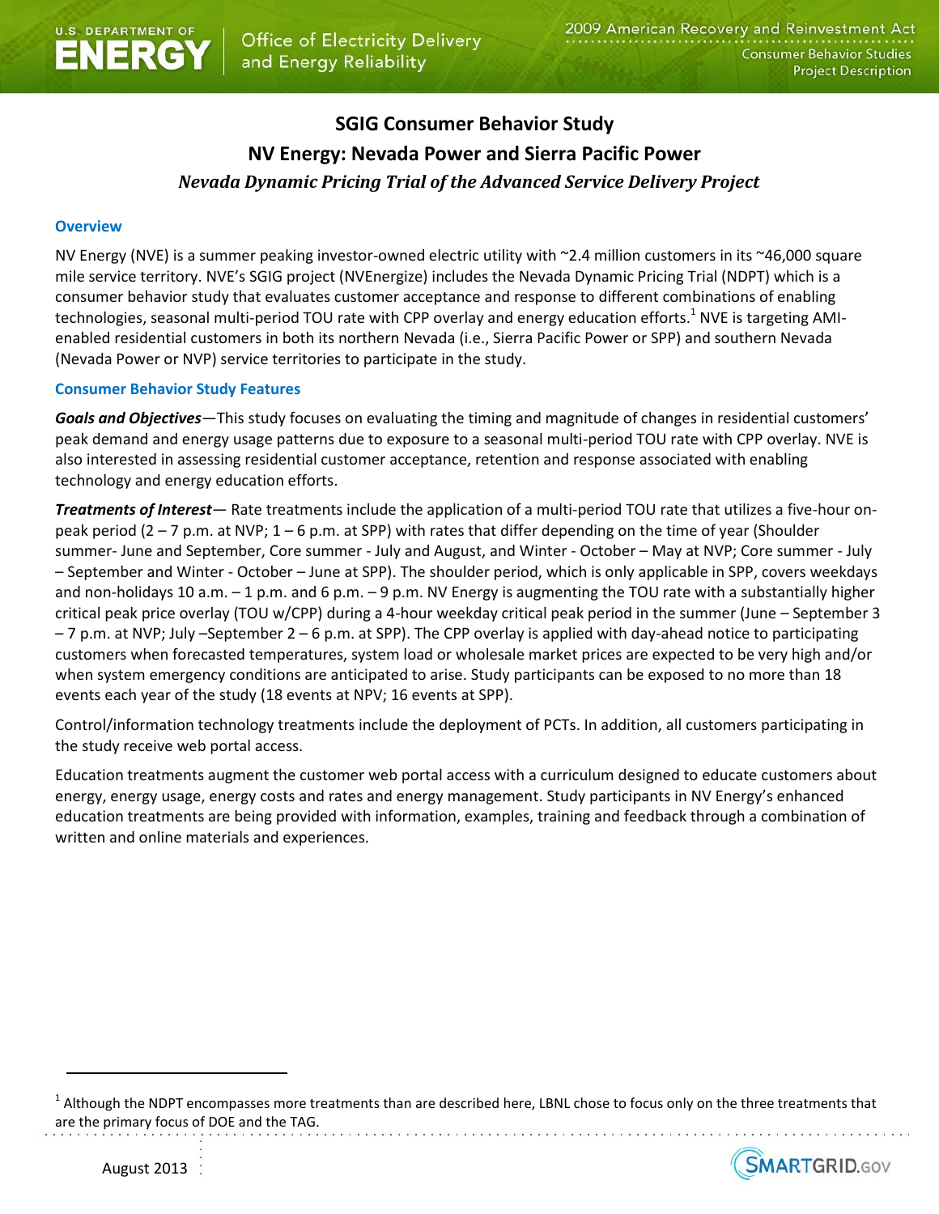# SGIG Consumer Behavior Study

## NV Energy: Nevada Power and Sierra Pacific Power

### *Nevada Dynamic Pricing Trial of the Advanced Service Delivery Project*

### Overview

NV Energy (NVE) is a summer peaking investor-owned electric utility with ~2.4 million customers in its ~46,000 square mile service territory. NVE's SGIG project (NVEnergize) includes the Nevada Dynamic Pricing Trial (NDPT) which is a consumer behavior study that evaluates customer acceptance and response to different combinations of enabling technologies, seasonal multi-period TOU rate with CPP overlay and energy education efforts.[1] NVE is targeting AMI-enabled residential customers in both its northern Nevada (i.e., Sierra Pacific Power or SPP) and southern Nevada (Nevada Power or NVP) service territories to participate in the study.

### Consumer Behavior Study Features

***Goals and Objectives***—This study focuses on evaluating the timing and magnitude of changes in residential customers' peak demand and energy usage patterns due to exposure to a seasonal multi-period TOU rate with CPP overlay. NVE is also interested in assessing residential customer acceptance, retention and response associated with enabling technology and energy education efforts.

***Treatments of Interest***— Rate treatments include the application of a multi-period TOU rate that utilizes a five-hour on-peak period (2 – 7 p.m. at NVP; 1 – 6 p.m. at SPP) with rates that differ depending on the time of year (Shoulder summer- June and September, Core summer - July and August, and Winter - October – May at NVP; Core summer - July – September and Winter - October – June at SPP). The shoulder period, which is only applicable in SPP, covers weekdays and non-holidays 10 a.m. – 1 p.m. and 6 p.m. – 9 p.m. NV Energy is augmenting the TOU rate with a substantially higher critical peak price overlay (TOU w/CPP) during a 4-hour weekday critical peak period in the summer (June – September 3 – 7 p.m. at NVP; July –September 2 – 6 p.m. at SPP). The CPP overlay is applied with day-ahead notice to participating customers when forecasted temperatures, system load or wholesale market prices are expected to be very high and/or when system emergency conditions are anticipated to arise. Study participants can be exposed to no more than 18 events each year of the study (18 events at NPV; 16 events at SPP).

Control/information technology treatments include the deployment of PCTs. In addition, all customers participating in the study receive web portal access.

Education treatments augment the customer web portal access with a curriculum designed to educate customers about energy, energy usage, energy costs and rates and energy management. Study participants in NV Energy's enhanced education treatments are being provided with information, examples, training and feedback through a combination of written and online materials and experiences.

---

[1] Although the NDPT encompasses more treatments than are described here, LBNL chose to focus only on the three treatments that are the primary focus of DOE and the TAG.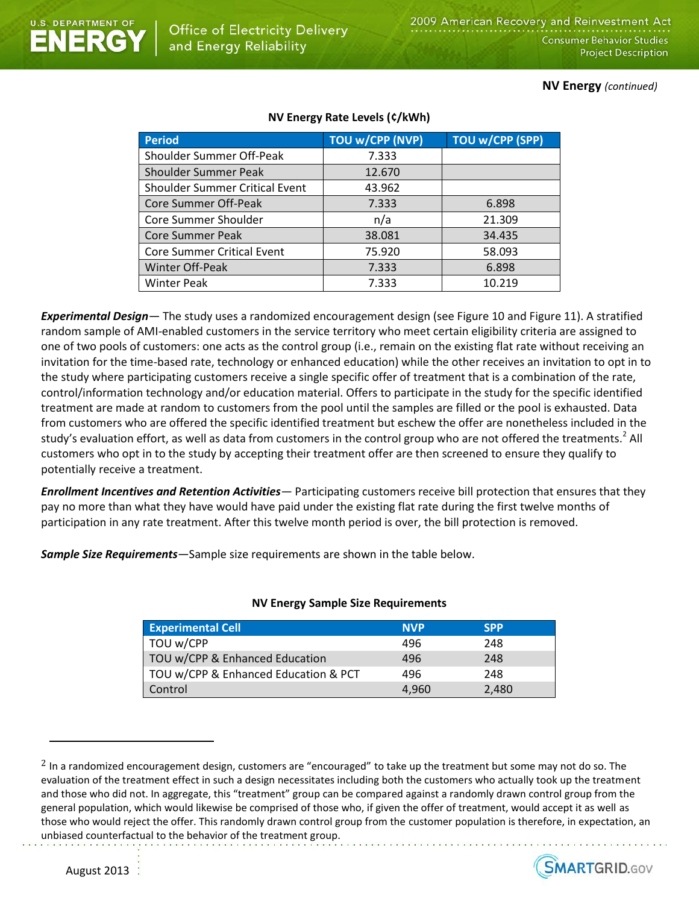**NV Energy** *(continued)*

**NV Energy Rate Levels (¢/kWh)**

| Period | TOU w/CPP (NVP) | TOU w/CPP (SPP) |
|---|---|---|
| Shoulder Summer Off-Peak | 7.333 | |
| Shoulder Summer Peak | 12.670 | |
| Shoulder Summer Critical Event | 43.962 | |
| Core Summer Off-Peak | 7.333 | 6.898 |
| Core Summer Shoulder | n/a | 21.309 |
| Core Summer Peak | 38.081 | 34.435 |
| Core Summer Critical Event | 75.920 | 58.093 |
| Winter Off-Peak | 7.333 | 6.898 |
| Winter Peak | 7.333 | 10.219 |

***Experimental Design***— The study uses a randomized encouragement design (see Figure 10 and Figure 11). A stratified random sample of AMI-enabled customers in the service territory who meet certain eligibility criteria are assigned to one of two pools of customers: one acts as the control group (i.e., remain on the existing flat rate without receiving an invitation for the time-based rate, technology or enhanced education) while the other receives an invitation to opt in to the study where participating customers receive a single specific offer of treatment that is a combination of the rate, control/information technology and/or education material. Offers to participate in the study for the specific identified treatment are made at random to customers from the pool until the samples are filled or the pool is exhausted. Data from customers who are offered the specific identified treatment but eschew the offer are nonetheless included in the study's evaluation effort, as well as data from customers in the control group who are not offered the treatments.[2] All customers who opt in to the study by accepting their treatment offer are then screened to ensure they qualify to potentially receive a treatment.

***Enrollment Incentives and Retention Activities***— Participating customers receive bill protection that ensures that they pay no more than what they have would have paid under the existing flat rate during the first twelve months of participation in any rate treatment. After this twelve month period is over, the bill protection is removed.

***Sample Size Requirements***—Sample size requirements are shown in the table below.

**NV Energy Sample Size Requirements**

| Experimental Cell | NVP | SPP |
|---|---|---|
| TOU w/CPP | 496 | 248 |
| TOU w/CPP & Enhanced Education | 496 | 248 |
| TOU w/CPP & Enhanced Education & PCT | 496 | 248 |
| Control | 4,960 | 2,480 |

[2] In a randomized encouragement design, customers are "encouraged" to take up the treatment but some may not do so. The evaluation of the treatment effect in such a design necessitates including both the customers who actually took up the treatment and those who did not. In aggregate, this "treatment" group can be compared against a randomly drawn control group from the general population, which would likewise be comprised of those who, if given the offer of treatment, would accept it as well as those who would reject the offer. This randomly drawn control group from the customer population is therefore, in expectation, an unbiased counterfactual to the behavior of the treatment group.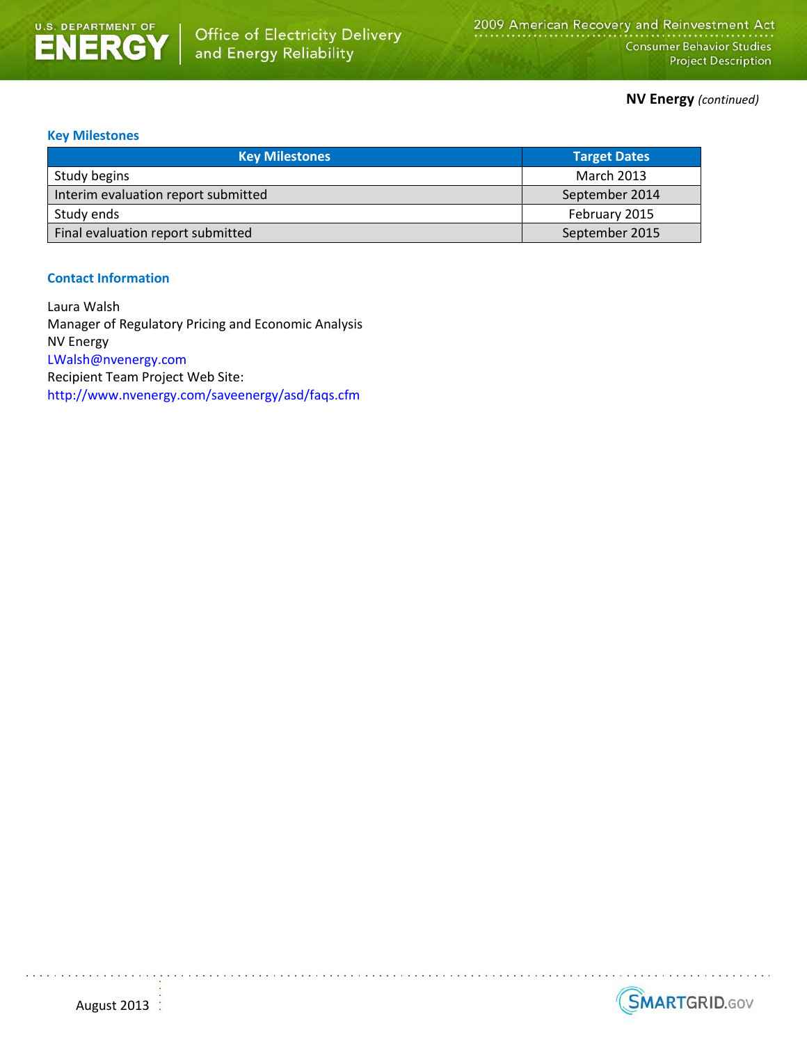**NV Energy** *(continued)*

### Key Milestones

| Key Milestones | Target Dates |
|---|---|
| Study begins | March 2013 |
| Interim evaluation report submitted | September 2014 |
| Study ends | February 2015 |
| Final evaluation report submitted | September 2015 |

### Contact Information

Laura Walsh
Manager of Regulatory Pricing and Economic Analysis
NV Energy
LWalsh@nvenergy.com
Recipient Team Project Web Site:
http://www.nvenergy.com/saveenergy/asd/faqs.cfm